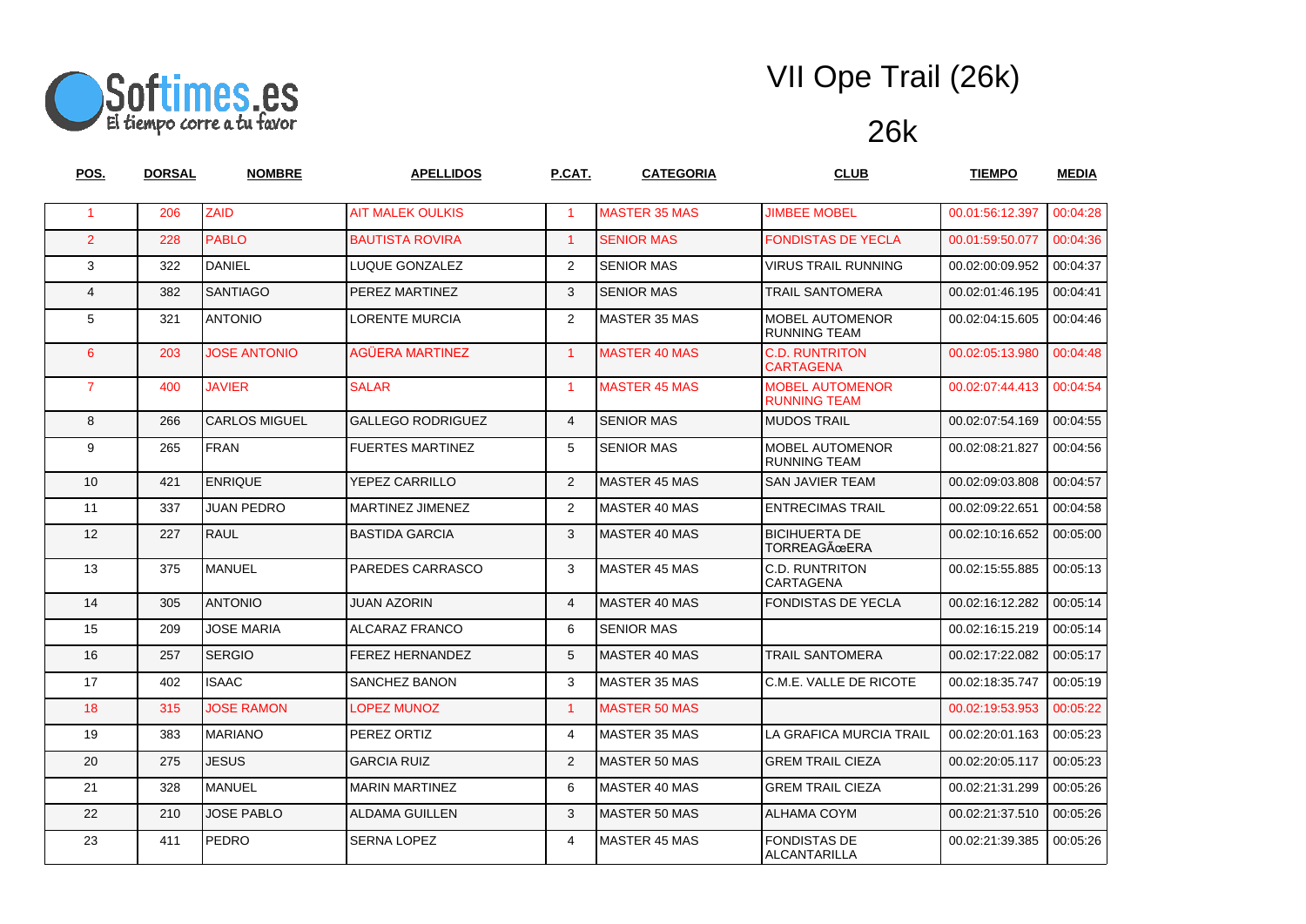Softimes.es
El tiempo corre a tu favor

# VII Ope Trail (26k)

## 26k

| POS. | DORSAL | NOMBRE | APELLIDOS | P.CAT. | CATEGORIA | CLUB | TIEMPO | MEDIA |
|---|---|---|---|---|---|---|---|---|
| 1 | 206 | ZAID | AIT MALEK OULKIS | 1 | MASTER 35 MAS | JIMBEE MOBEL | 00.01:56:12.397 | 00:04:28 |
| 2 | 228 | PABLO | BAUTISTA ROVIRA | 1 | SENIOR MAS | FONDISTAS DE YECLA | 00.01:59:50.077 | 00:04:36 |
| 3 | 322 | DANIEL | LUQUE GONZALEZ | 2 | SENIOR MAS | VIRUS TRAIL RUNNING | 00.02:00:09.952 | 00:04:37 |
| 4 | 382 | SANTIAGO | PEREZ MARTINEZ | 3 | SENIOR MAS | TRAIL SANTOMERA | 00.02:01:46.195 | 00:04:41 |
| 5 | 321 | ANTONIO | LORENTE MURCIA | 2 | MASTER 35 MAS | MOBEL AUTOMENOR RUNNING TEAM | 00.02:04:15.605 | 00:04:46 |
| 6 | 203 | JOSE ANTONIO | AGÜERA MARTINEZ | 1 | MASTER 40 MAS | C.D. RUNTRITON CARTAGENA | 00.02:05:13.980 | 00:04:48 |
| 7 | 400 | JAVIER | SALAR | 1 | MASTER 45 MAS | MOBEL AUTOMENOR RUNNING TEAM | 00.02:07:44.413 | 00:04:54 |
| 8 | 266 | CARLOS MIGUEL | GALLEGO RODRIGUEZ | 4 | SENIOR MAS | MUDOS TRAIL | 00.02:07:54.169 | 00:04:55 |
| 9 | 265 | FRAN | FUERTES MARTINEZ | 5 | SENIOR MAS | MOBEL AUTOMENOR RUNNING TEAM | 00.02:08:21.827 | 00:04:56 |
| 10 | 421 | ENRIQUE | YEPEZ CARRILLO | 2 | MASTER 45 MAS | SAN JAVIER TEAM | 00.02:09:03.808 | 00:04:57 |
| 11 | 337 | JUAN PEDRO | MARTINEZ JIMENEZ | 2 | MASTER 40 MAS | ENTRECIMAS TRAIL | 00.02:09:22.651 | 00:04:58 |
| 12 | 227 | RAUL | BASTIDA GARCIA | 3 | MASTER 40 MAS | BICIHUERTA DE TORREAGÃœERA | 00.02:10:16.652 | 00:05:00 |
| 13 | 375 | MANUEL | PAREDES CARRASCO | 3 | MASTER 45 MAS | C.D. RUNTRITON CARTAGENA | 00.02:15:55.885 | 00:05:13 |
| 14 | 305 | ANTONIO | JUAN AZORIN | 4 | MASTER 40 MAS | FONDISTAS DE YECLA | 00.02:16:12.282 | 00:05:14 |
| 15 | 209 | JOSE MARIA | ALCARAZ FRANCO | 6 | SENIOR MAS | | 00.02:16:15.219 | 00:05:14 |
| 16 | 257 | SERGIO | FEREZ HERNANDEZ | 5 | MASTER 40 MAS | TRAIL SANTOMERA | 00.02:17:22.082 | 00:05:17 |
| 17 | 402 | ISAAC | SANCHEZ BANON | 3 | MASTER 35 MAS | C.M.E. VALLE DE RICOTE | 00.02:18:35.747 | 00:05:19 |
| 18 | 315 | JOSE RAMON | LOPEZ MUNOZ | 1 | MASTER 50 MAS | | 00.02:19:53.953 | 00:05:22 |
| 19 | 383 | MARIANO | PEREZ ORTIZ | 4 | MASTER 35 MAS | LA GRAFICA MURCIA TRAIL | 00.02:20:01.163 | 00:05:23 |
| 20 | 275 | JESUS | GARCIA RUIZ | 2 | MASTER 50 MAS | GREM TRAIL CIEZA | 00.02:20:05.117 | 00:05:23 |
| 21 | 328 | MANUEL | MARIN MARTINEZ | 6 | MASTER 40 MAS | GREM TRAIL CIEZA | 00.02:21:31.299 | 00:05:26 |
| 22 | 210 | JOSE PABLO | ALDAMA GUILLEN | 3 | MASTER 50 MAS | ALHAMA COYM | 00.02:21:37.510 | 00:05:26 |
| 23 | 411 | PEDRO | SERNA LOPEZ | 4 | MASTER 45 MAS | FONDISTAS DE ALCANTARILLA | 00.02:21:39.385 | 00:05:26 |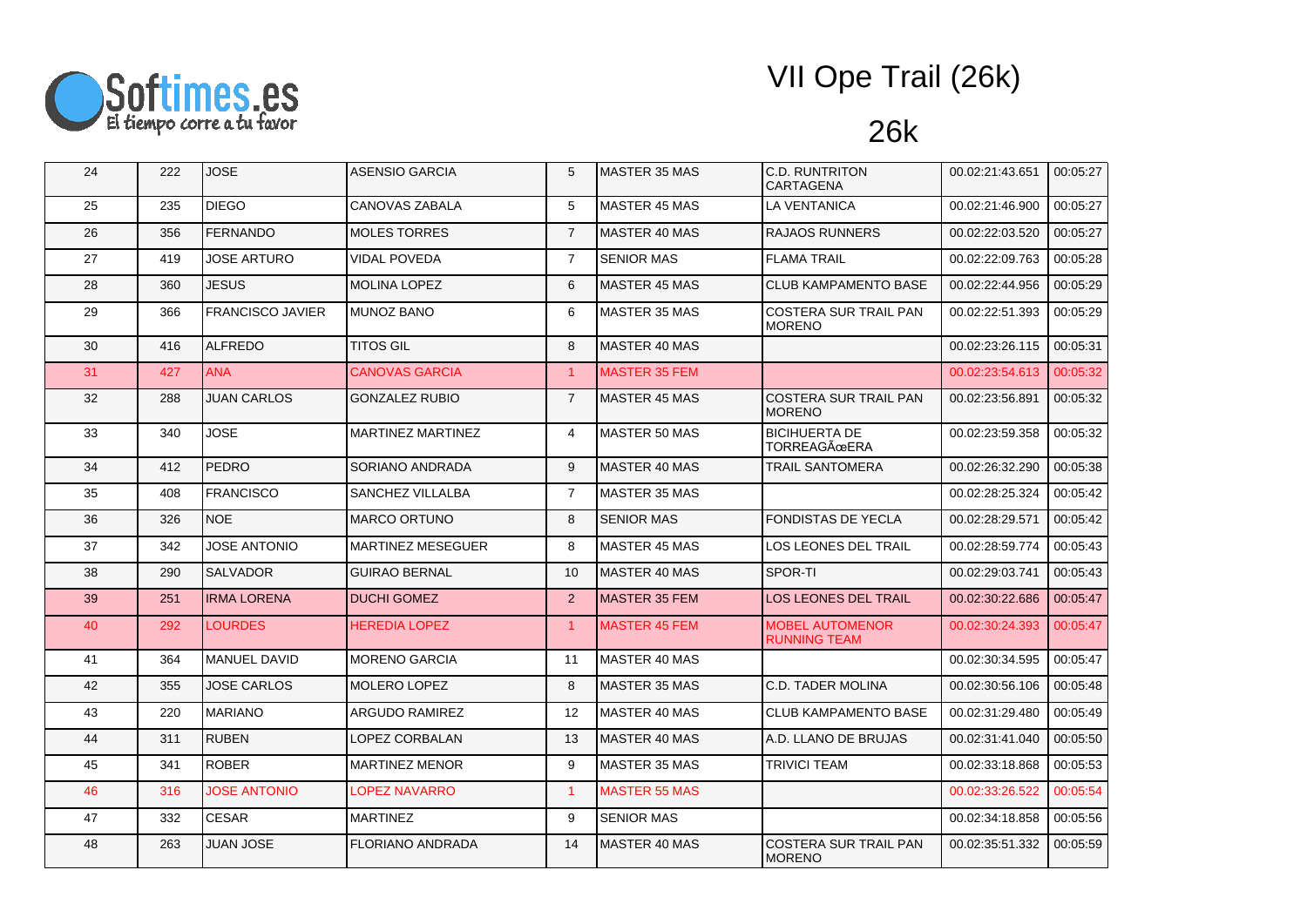# VII Ope Trail (26k)

## 26k

| | | | | | | | | |
|---|---|---|---|---|---|---|---|---|
| 24 | 222 | JOSE | ASENSIO GARCIA | 5 | MASTER 35 MAS | C.D. RUNTRITON CARTAGENA | 00.02:21:43.651 | 00:05:27 |
| 25 | 235 | DIEGO | CANOVAS ZABALA | 5 | MASTER 45 MAS | LA VENTANICA | 00.02:21:46.900 | 00:05:27 |
| 26 | 356 | FERNANDO | MOLES TORRES | 7 | MASTER 40 MAS | RAJAOS RUNNERS | 00.02:22:03.520 | 00:05:27 |
| 27 | 419 | JOSE ARTURO | VIDAL POVEDA | 7 | SENIOR MAS | FLAMA TRAIL | 00.02:22:09.763 | 00:05:28 |
| 28 | 360 | JESUS | MOLINA LOPEZ | 6 | MASTER 45 MAS | CLUB KAMPAMENTO BASE | 00.02:22:44.956 | 00:05:29 |
| 29 | 366 | FRANCISCO JAVIER | MUNOZ BANO | 6 | MASTER 35 MAS | COSTERA SUR TRAIL PAN MORENO | 00.02:22:51.393 | 00:05:29 |
| 30 | 416 | ALFREDO | TITOS GIL | 8 | MASTER 40 MAS | | 00.02:23:26.115 | 00:05:31 |
| 31 | 427 | ANA | CANOVAS GARCIA | 1 | MASTER 35 FEM | | 00.02:23:54.613 | 00:05:32 |
| 32 | 288 | JUAN CARLOS | GONZALEZ RUBIO | 7 | MASTER 45 MAS | COSTERA SUR TRAIL PAN MORENO | 00.02:23:56.891 | 00:05:32 |
| 33 | 340 | JOSE | MARTINEZ MARTINEZ | 4 | MASTER 50 MAS | BICIHUERTA DE TORREAGÃœERA | 00.02:23:59.358 | 00:05:32 |
| 34 | 412 | PEDRO | SORIANO ANDRADA | 9 | MASTER 40 MAS | TRAIL SANTOMERA | 00.02:26:32.290 | 00:05:38 |
| 35 | 408 | FRANCISCO | SANCHEZ VILLALBA | 7 | MASTER 35 MAS | | 00.02:28:25.324 | 00:05:42 |
| 36 | 326 | NOE | MARCO ORTUNO | 8 | SENIOR MAS | FONDISTAS DE YECLA | 00.02:28:29.571 | 00:05:42 |
| 37 | 342 | JOSE ANTONIO | MARTINEZ MESEGUER | 8 | MASTER 45 MAS | LOS LEONES DEL TRAIL | 00.02:28:59.774 | 00:05:43 |
| 38 | 290 | SALVADOR | GUIRAO BERNAL | 10 | MASTER 40 MAS | SPOR-TI | 00.02:29:03.741 | 00:05:43 |
| 39 | 251 | IRMA LORENA | DUCHI GOMEZ | 2 | MASTER 35 FEM | LOS LEONES DEL TRAIL | 00.02:30:22.686 | 00:05:47 |
| 40 | 292 | LOURDES | HEREDIA LOPEZ | 1 | MASTER 45 FEM | MOBEL AUTOMENOR RUNNING TEAM | 00.02:30:24.393 | 00:05:47 |
| 41 | 364 | MANUEL DAVID | MORENO GARCIA | 11 | MASTER 40 MAS | | 00.02:30:34.595 | 00:05:47 |
| 42 | 355 | JOSE CARLOS | MOLERO LOPEZ | 8 | MASTER 35 MAS | C.D. TADER MOLINA | 00.02:30:56.106 | 00:05:48 |
| 43 | 220 | MARIANO | ARGUDO RAMIREZ | 12 | MASTER 40 MAS | CLUB KAMPAMENTO BASE | 00.02:31:29.480 | 00:05:49 |
| 44 | 311 | RUBEN | LOPEZ CORBALAN | 13 | MASTER 40 MAS | A.D. LLANO DE BRUJAS | 00.02:31:41.040 | 00:05:50 |
| 45 | 341 | ROBER | MARTINEZ MENOR | 9 | MASTER 35 MAS | TRIVICI TEAM | 00.02:33:18.868 | 00:05:53 |
| 46 | 316 | JOSE ANTONIO | LOPEZ NAVARRO | 1 | MASTER 55 MAS | | 00.02:33:26.522 | 00:05:54 |
| 47 | 332 | CESAR | MARTINEZ | 9 | SENIOR MAS | | 00.02:34:18.858 | 00:05:56 |
| 48 | 263 | JUAN JOSE | FLORIANO ANDRADA | 14 | MASTER 40 MAS | COSTERA SUR TRAIL PAN MORENO | 00.02:35:51.332 | 00:05:59 |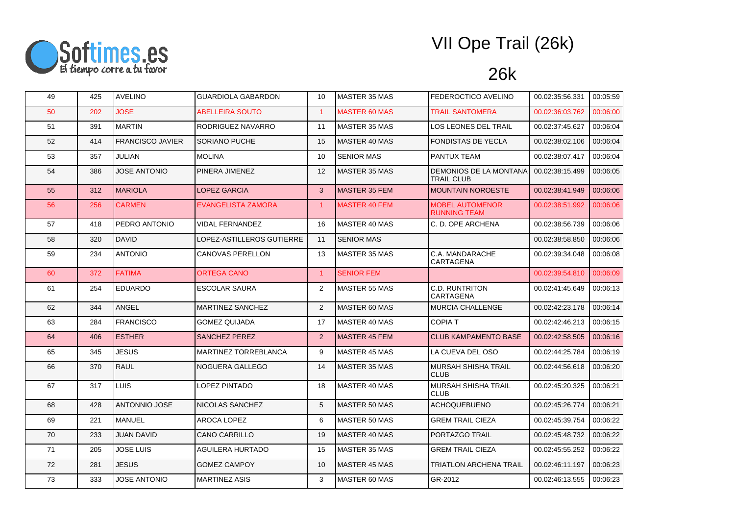# VII Ope Trail (26k)

## 26k

| 49 | 425 | AVELINO | GUARDIOLA GABARDON | 10 | MASTER 35 MAS | FEDEROCTICO AVELINO | 00.02:35:56.331 | 00:05:59 |
|---|---|---|---|---|---|---|---|---|
| 50 | 202 | JOSE | ABELLEIRA SOUTO | 1 | MASTER 60 MAS | TRAIL SANTOMERA | 00.02:36:03.762 | 00:06:00 |
| 51 | 391 | MARTIN | RODRIGUEZ NAVARRO | 11 | MASTER 35 MAS | LOS LEONES DEL TRAIL | 00.02:37:45.627 | 00:06:04 |
| 52 | 414 | FRANCISCO JAVIER | SORIANO PUCHE | 15 | MASTER 40 MAS | FONDISTAS DE YECLA | 00.02:38:02.106 | 00:06:04 |
| 53 | 357 | JULIAN | MOLINA | 10 | SENIOR MAS | PANTUX TEAM | 00.02:38:07.417 | 00:06:04 |
| 54 | 386 | JOSE ANTONIO | PINERA JIMENEZ | 12 | MASTER 35 MAS | DEMONIOS DE LA MONTANA TRAIL CLUB | 00.02:38:15.499 | 00:06:05 |
| 55 | 312 | MARIOLA | LOPEZ GARCIA | 3 | MASTER 35 FEM | MOUNTAIN NOROESTE | 00.02:38:41.949 | 00:06:06 |
| 56 | 256 | CARMEN | EVANGELISTA ZAMORA | 1 | MASTER 40 FEM | MOBEL AUTOMENOR RUNNING TEAM | 00.02:38:51.992 | 00:06:06 |
| 57 | 418 | PEDRO ANTONIO | VIDAL FERNANDEZ | 16 | MASTER 40 MAS | C. D. OPE ARCHENA | 00.02:38:56.739 | 00:06:06 |
| 58 | 320 | DAVID | LOPEZ-ASTILLEROS GUTIERRE | 11 | SENIOR MAS | | 00.02:38:58.850 | 00:06:06 |
| 59 | 234 | ANTONIO | CANOVAS PERELLON | 13 | MASTER 35 MAS | C.A. MANDARACHE CARTAGENA | 00.02:39:34.048 | 00:06:08 |
| 60 | 372 | FATIMA | ORTEGA CANO | 1 | SENIOR FEM | | 00.02:39:54.810 | 00:06:09 |
| 61 | 254 | EDUARDO | ESCOLAR SAURA | 2 | MASTER 55 MAS | C.D. RUNTRITON CARTAGENA | 00.02:41:45.649 | 00:06:13 |
| 62 | 344 | ANGEL | MARTINEZ SANCHEZ | 2 | MASTER 60 MAS | MURCIA CHALLENGE | 00.02:42:23.178 | 00:06:14 |
| 63 | 284 | FRANCISCO | GOMEZ QUIJADA | 17 | MASTER 40 MAS | COPIA T | 00.02:42:46.213 | 00:06:15 |
| 64 | 406 | ESTHER | SANCHEZ PEREZ | 2 | MASTER 45 FEM | CLUB KAMPAMENTO BASE | 00.02:42:58.505 | 00:06:16 |
| 65 | 345 | JESUS | MARTINEZ TORREBLANCA | 9 | MASTER 45 MAS | LA CUEVA DEL OSO | 00.02:44:25.784 | 00:06:19 |
| 66 | 370 | RAUL | NOGUERA GALLEGO | 14 | MASTER 35 MAS | MURSAH SHISHA TRAIL CLUB | 00.02:44:56.618 | 00:06:20 |
| 67 | 317 | LUIS | LOPEZ PINTADO | 18 | MASTER 40 MAS | MURSAH SHISHA TRAIL CLUB | 00.02:45:20.325 | 00:06:21 |
| 68 | 428 | ANTONNIO JOSE | NICOLAS SANCHEZ | 5 | MASTER 50 MAS | ACHOQUEBUENO | 00.02:45:26.774 | 00:06:21 |
| 69 | 221 | MANUEL | AROCA LOPEZ | 6 | MASTER 50 MAS | GREM TRAIL CIEZA | 00.02:45:39.754 | 00:06:22 |
| 70 | 233 | JUAN DAVID | CANO CARRILLO | 19 | MASTER 40 MAS | PORTAZGO TRAIL | 00.02:45:48.732 | 00:06:22 |
| 71 | 205 | JOSE LUIS | AGUILERA HURTADO | 15 | MASTER 35 MAS | GREM TRAIL CIEZA | 00.02:45:55.252 | 00:06:22 |
| 72 | 281 | JESUS | GOMEZ CAMPOY | 10 | MASTER 45 MAS | TRIATLON ARCHENA TRAIL | 00.02:46:11.197 | 00:06:23 |
| 73 | 333 | JOSE ANTONIO | MARTINEZ ASIS | 3 | MASTER 60 MAS | GR-2012 | 00.02:46:13.555 | 00:06:23 |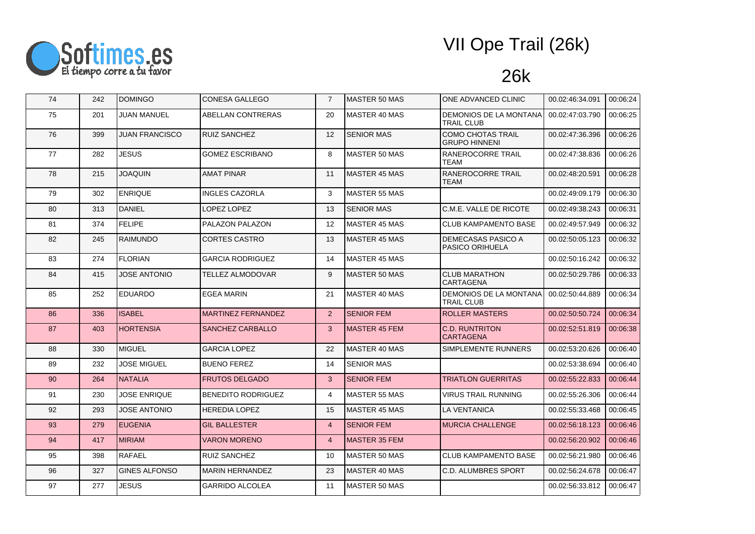# VII Ope Trail (26k)

## 26k

| | | | | | | | | |
|---|---|---|---|---|---|---|---|---|
| 74 | 242 | DOMINGO | CONESA GALLEGO | 7 | MASTER 50 MAS | ONE ADVANCED CLINIC | 00.02:46:34.091 | 00:06:24 |
| 75 | 201 | JUAN MANUEL | ABELLAN CONTRERAS | 20 | MASTER 40 MAS | DEMONIOS DE LA MONTANA TRAIL CLUB | 00.02:47:03.790 | 00:06:25 |
| 76 | 399 | JUAN FRANCISCO | RUIZ SANCHEZ | 12 | SENIOR MAS | COMO CHOTAS TRAIL GRUPO HINNENI | 00.02:47:36.396 | 00:06:26 |
| 77 | 282 | JESUS | GOMEZ ESCRIBANO | 8 | MASTER 50 MAS | RANEROCORRE TRAIL TEAM | 00.02:47:38.836 | 00:06:26 |
| 78 | 215 | JOAQUIN | AMAT PINAR | 11 | MASTER 45 MAS | RANEROCORRE TRAIL TEAM | 00.02:48:20.591 | 00:06:28 |
| 79 | 302 | ENRIQUE | INGLES CAZORLA | 3 | MASTER 55 MAS | | 00.02:49:09.179 | 00:06:30 |
| 80 | 313 | DANIEL | LOPEZ LOPEZ | 13 | SENIOR MAS | C.M.E. VALLE DE RICOTE | 00.02:49:38.243 | 00:06:31 |
| 81 | 374 | FELIPE | PALAZON PALAZON | 12 | MASTER 45 MAS | CLUB KAMPAMENTO BASE | 00.02:49:57.949 | 00:06:32 |
| 82 | 245 | RAIMUNDO | CORTES CASTRO | 13 | MASTER 45 MAS | DEMECASAS PASICO A PASICO ORIHUELA | 00.02:50:05.123 | 00:06:32 |
| 83 | 274 | FLORIAN | GARCIA RODRIGUEZ | 14 | MASTER 45 MAS | | 00.02:50:16.242 | 00:06:32 |
| 84 | 415 | JOSE ANTONIO | TELLEZ ALMODOVAR | 9 | MASTER 50 MAS | CLUB MARATHON CARTAGENA | 00.02:50:29.786 | 00:06:33 |
| 85 | 252 | EDUARDO | EGEA MARIN | 21 | MASTER 40 MAS | DEMONIOS DE LA MONTANA TRAIL CLUB | 00.02:50:44.889 | 00:06:34 |
| 86 | 336 | ISABEL | MARTINEZ FERNANDEZ | 2 | SENIOR FEM | ROLLER MASTERS | 00.02:50:50.724 | 00:06:34 |
| 87 | 403 | HORTENSIA | SANCHEZ CARBALLO | 3 | MASTER 45 FEM | C.D. RUNTRITON CARTAGENA | 00.02:52:51.819 | 00:06:38 |
| 88 | 330 | MIGUEL | GARCIA LOPEZ | 22 | MASTER 40 MAS | SIMPLEMENTE RUNNERS | 00.02:53:20.626 | 00:06:40 |
| 89 | 232 | JOSE MIGUEL | BUENO FEREZ | 14 | SENIOR MAS | | 00.02:53:38.694 | 00:06:40 |
| 90 | 264 | NATALIA | FRUTOS DELGADO | 3 | SENIOR FEM | TRIATLON GUERRITAS | 00.02:55:22.833 | 00:06:44 |
| 91 | 230 | JOSE ENRIQUE | BENEDITO RODRIGUEZ | 4 | MASTER 55 MAS | VIRUS TRAIL RUNNING | 00.02:55:26.306 | 00:06:44 |
| 92 | 293 | JOSE ANTONIO | HEREDIA LOPEZ | 15 | MASTER 45 MAS | LA VENTANICA | 00.02:55:33.468 | 00:06:45 |
| 93 | 279 | EUGENIA | GIL BALLESTER | 4 | SENIOR FEM | MURCIA CHALLENGE | 00.02:56:18.123 | 00:06:46 |
| 94 | 417 | MIRIAM | VARON MORENO | 4 | MASTER 35 FEM | | 00.02:56:20.902 | 00:06:46 |
| 95 | 398 | RAFAEL | RUIZ SANCHEZ | 10 | MASTER 50 MAS | CLUB KAMPAMENTO BASE | 00.02:56:21.980 | 00:06:46 |
| 96 | 327 | GINES ALFONSO | MARIN HERNANDEZ | 23 | MASTER 40 MAS | C.D. ALUMBRES SPORT | 00.02:56:24.678 | 00:06:47 |
| 97 | 277 | JESUS | GARRIDO ALCOLEA | 11 | MASTER 50 MAS | | 00.02:56:33.812 | 00:06:47 |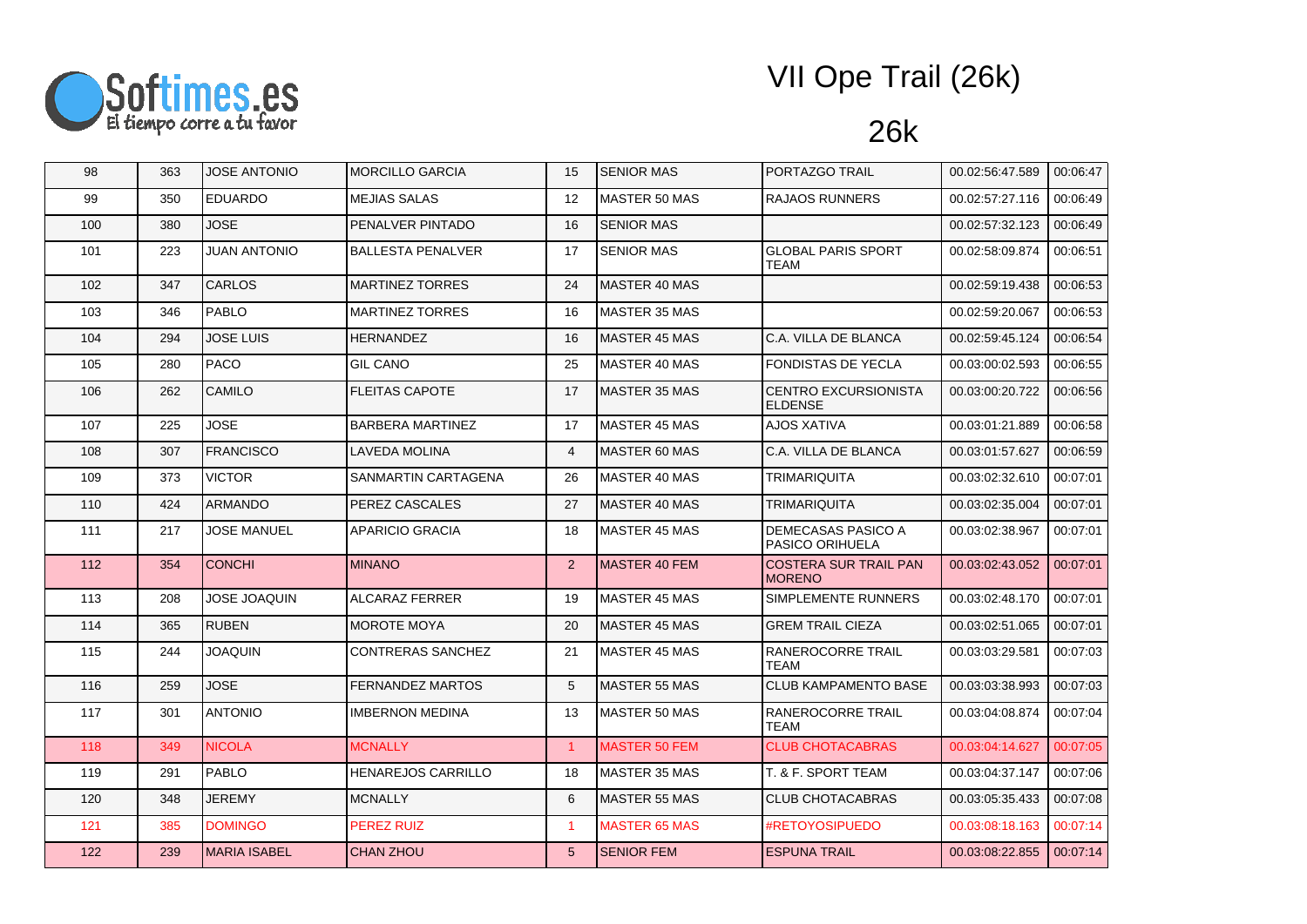# VII Ope Trail (26k)

## 26k

| | | | | | | | | |
|---|---|---|---|---|---|---|---|---|
| 98 | 363 | JOSE ANTONIO | MORCILLO GARCIA | 15 | SENIOR MAS | PORTAZGO TRAIL | 00.02:56:47.589 | 00:06:47 |
| 99 | 350 | EDUARDO | MEJIAS SALAS | 12 | MASTER 50 MAS | RAJAOS RUNNERS | 00.02:57:27.116 | 00:06:49 |
| 100 | 380 | JOSE | PENALVER PINTADO | 16 | SENIOR MAS | | 00.02:57:32.123 | 00:06:49 |
| 101 | 223 | JUAN ANTONIO | BALLESTA PENALVER | 17 | SENIOR MAS | GLOBAL PARIS SPORT TEAM | 00.02:58:09.874 | 00:06:51 |
| 102 | 347 | CARLOS | MARTINEZ TORRES | 24 | MASTER 40 MAS | | 00.02:59:19.438 | 00:06:53 |
| 103 | 346 | PABLO | MARTINEZ TORRES | 16 | MASTER 35 MAS | | 00.02:59:20.067 | 00:06:53 |
| 104 | 294 | JOSE LUIS | HERNANDEZ | 16 | MASTER 45 MAS | C.A. VILLA DE BLANCA | 00.02:59:45.124 | 00:06:54 |
| 105 | 280 | PACO | GIL CANO | 25 | MASTER 40 MAS | FONDISTAS DE YECLA | 00.03:00:02.593 | 00:06:55 |
| 106 | 262 | CAMILO | FLEITAS CAPOTE | 17 | MASTER 35 MAS | CENTRO EXCURSIONISTA ELDENSE | 00.03:00:20.722 | 00:06:56 |
| 107 | 225 | JOSE | BARBERA MARTINEZ | 17 | MASTER 45 MAS | AJOS XATIVA | 00.03:01:21.889 | 00:06:58 |
| 108 | 307 | FRANCISCO | LAVEDA MOLINA | 4 | MASTER 60 MAS | C.A. VILLA DE BLANCA | 00.03:01:57.627 | 00:06:59 |
| 109 | 373 | VICTOR | SANMARTIN CARTAGENA | 26 | MASTER 40 MAS | TRIMARIQUITA | 00.03:02:32.610 | 00:07:01 |
| 110 | 424 | ARMANDO | PEREZ CASCALES | 27 | MASTER 40 MAS | TRIMARIQUITA | 00.03:02:35.004 | 00:07:01 |
| 111 | 217 | JOSE MANUEL | APARICIO GRACIA | 18 | MASTER 45 MAS | DEMECASAS PASICO A PASICO ORIHUELA | 00.03:02:38.967 | 00:07:01 |
| 112 | 354 | CONCHI | MINANO | 2 | MASTER 40 FEM | COSTERA SUR TRAIL PAN MORENO | 00.03:02:43.052 | 00:07:01 |
| 113 | 208 | JOSE JOAQUIN | ALCARAZ FERRER | 19 | MASTER 45 MAS | SIMPLEMENTE RUNNERS | 00.03:02:48.170 | 00:07:01 |
| 114 | 365 | RUBEN | MOROTE MOYA | 20 | MASTER 45 MAS | GREM TRAIL CIEZA | 00.03:02:51.065 | 00:07:01 |
| 115 | 244 | JOAQUIN | CONTRERAS SANCHEZ | 21 | MASTER 45 MAS | RANEROCORRE TRAIL TEAM | 00.03:03:29.581 | 00:07:03 |
| 116 | 259 | JOSE | FERNANDEZ MARTOS | 5 | MASTER 55 MAS | CLUB KAMPAMENTO BASE | 00.03:03:38.993 | 00:07:03 |
| 117 | 301 | ANTONIO | IMBERNON MEDINA | 13 | MASTER 50 MAS | RANEROCORRE TRAIL TEAM | 00.03:04:08.874 | 00:07:04 |
| 118 | 349 | NICOLA | MCNALLY | 1 | MASTER 50 FEM | CLUB CHOTACABRAS | 00.03:04:14.627 | 00:07:05 |
| 119 | 291 | PABLO | HENAREJOS CARRILLO | 18 | MASTER 35 MAS | T. & F. SPORT TEAM | 00.03:04:37.147 | 00:07:06 |
| 120 | 348 | JEREMY | MCNALLY | 6 | MASTER 55 MAS | CLUB CHOTACABRAS | 00.03:05:35.433 | 00:07:08 |
| 121 | 385 | DOMINGO | PEREZ RUIZ | 1 | MASTER 65 MAS | #RETOYOSIPUEDO | 00.03:08:18.163 | 00:07:14 |
| 122 | 239 | MARIA ISABEL | CHAN ZHOU | 5 | SENIOR FEM | ESPUNA TRAIL | 00.03:08:22.855 | 00:07:14 |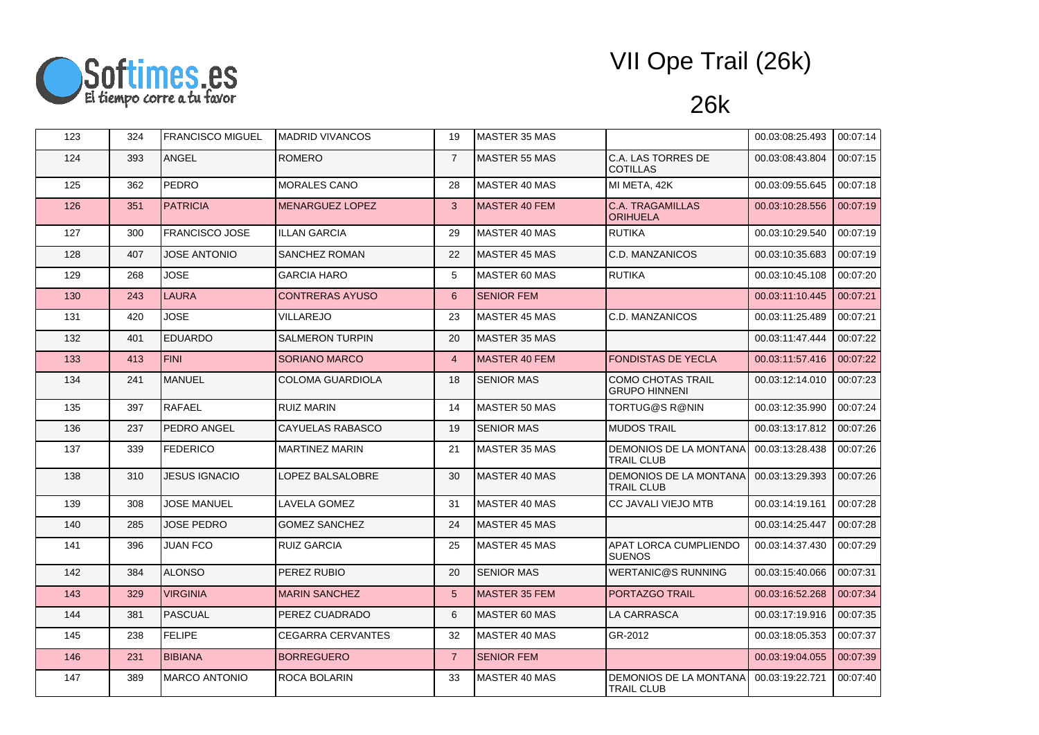# VII Ope Trail (26k)

## 26k

| | | | | | | | | |
|---|---|---|---|---|---|---|---|---|
| 123 | 324 | FRANCISCO MIGUEL | MADRID VIVANCOS | 19 | MASTER 35 MAS | | 00.03:08:25.493 | 00:07:14 |
| 124 | 393 | ANGEL | ROMERO | 7 | MASTER 55 MAS | C.A. LAS TORRES DE COTILLAS | 00.03:08:43.804 | 00:07:15 |
| 125 | 362 | PEDRO | MORALES CANO | 28 | MASTER 40 MAS | MI META, 42K | 00.03:09:55.645 | 00:07:18 |
| 126 | 351 | PATRICIA | MENARGUEZ LOPEZ | 3 | MASTER 40 FEM | C.A. TRAGAMILLAS ORIHUELA | 00.03:10:28.556 | 00:07:19 |
| 127 | 300 | FRANCISCO JOSE | ILLAN GARCIA | 29 | MASTER 40 MAS | RUTIKA | 00.03:10:29.540 | 00:07:19 |
| 128 | 407 | JOSE ANTONIO | SANCHEZ ROMAN | 22 | MASTER 45 MAS | C.D. MANZANICOS | 00.03:10:35.683 | 00:07:19 |
| 129 | 268 | JOSE | GARCIA HARO | 5 | MASTER 60 MAS | RUTIKA | 00.03:10:45.108 | 00:07:20 |
| 130 | 243 | LAURA | CONTRERAS AYUSO | 6 | SENIOR FEM | | 00.03:11:10.445 | 00:07:21 |
| 131 | 420 | JOSE | VILLAREJO | 23 | MASTER 45 MAS | C.D. MANZANICOS | 00.03:11:25.489 | 00:07:21 |
| 132 | 401 | EDUARDO | SALMERON TURPIN | 20 | MASTER 35 MAS | | 00.03:11:47.444 | 00:07:22 |
| 133 | 413 | FINI | SORIANO MARCO | 4 | MASTER 40 FEM | FONDISTAS DE YECLA | 00.03:11:57.416 | 00:07:22 |
| 134 | 241 | MANUEL | COLOMA GUARDIOLA | 18 | SENIOR MAS | COMO CHOTAS TRAIL GRUPO HINNENI | 00.03:12:14.010 | 00:07:23 |
| 135 | 397 | RAFAEL | RUIZ MARIN | 14 | MASTER 50 MAS | TORTUG@S R@NIN | 00.03:12:35.990 | 00:07:24 |
| 136 | 237 | PEDRO ANGEL | CAYUELAS RABASCO | 19 | SENIOR MAS | MUDOS TRAIL | 00.03:13:17.812 | 00:07:26 |
| 137 | 339 | FEDERICO | MARTINEZ MARIN | 21 | MASTER 35 MAS | DEMONIOS DE LA MONTANA TRAIL CLUB | 00.03:13:28.438 | 00:07:26 |
| 138 | 310 | JESUS IGNACIO | LOPEZ BALSALOBRE | 30 | MASTER 40 MAS | DEMONIOS DE LA MONTANA TRAIL CLUB | 00.03:13:29.393 | 00:07:26 |
| 139 | 308 | JOSE MANUEL | LAVELA GOMEZ | 31 | MASTER 40 MAS | CC JAVALI VIEJO MTB | 00.03:14:19.161 | 00:07:28 |
| 140 | 285 | JOSE PEDRO | GOMEZ SANCHEZ | 24 | MASTER 45 MAS | | 00.03:14:25.447 | 00:07:28 |
| 141 | 396 | JUAN FCO | RUIZ GARCIA | 25 | MASTER 45 MAS | APAT LORCA CUMPLIENDO SUENOS | 00.03:14:37.430 | 00:07:29 |
| 142 | 384 | ALONSO | PEREZ RUBIO | 20 | SENIOR MAS | WERTANIC@S RUNNING | 00.03:15:40.066 | 00:07:31 |
| 143 | 329 | VIRGINIA | MARIN SANCHEZ | 5 | MASTER 35 FEM | PORTAZGO TRAIL | 00.03:16:52.268 | 00:07:34 |
| 144 | 381 | PASCUAL | PEREZ CUADRADO | 6 | MASTER 60 MAS | LA CARRASCA | 00.03:17:19.916 | 00:07:35 |
| 145 | 238 | FELIPE | CEGARRA CERVANTES | 32 | MASTER 40 MAS | GR-2012 | 00.03:18:05.353 | 00:07:37 |
| 146 | 231 | BIBIANA | BORREGUERO | 7 | SENIOR FEM | | 00.03:19:04.055 | 00:07:39 |
| 147 | 389 | MARCO ANTONIO | ROCA BOLARIN | 33 | MASTER 40 MAS | DEMONIOS DE LA MONTANA TRAIL CLUB | 00.03:19:22.721 | 00:07:40 |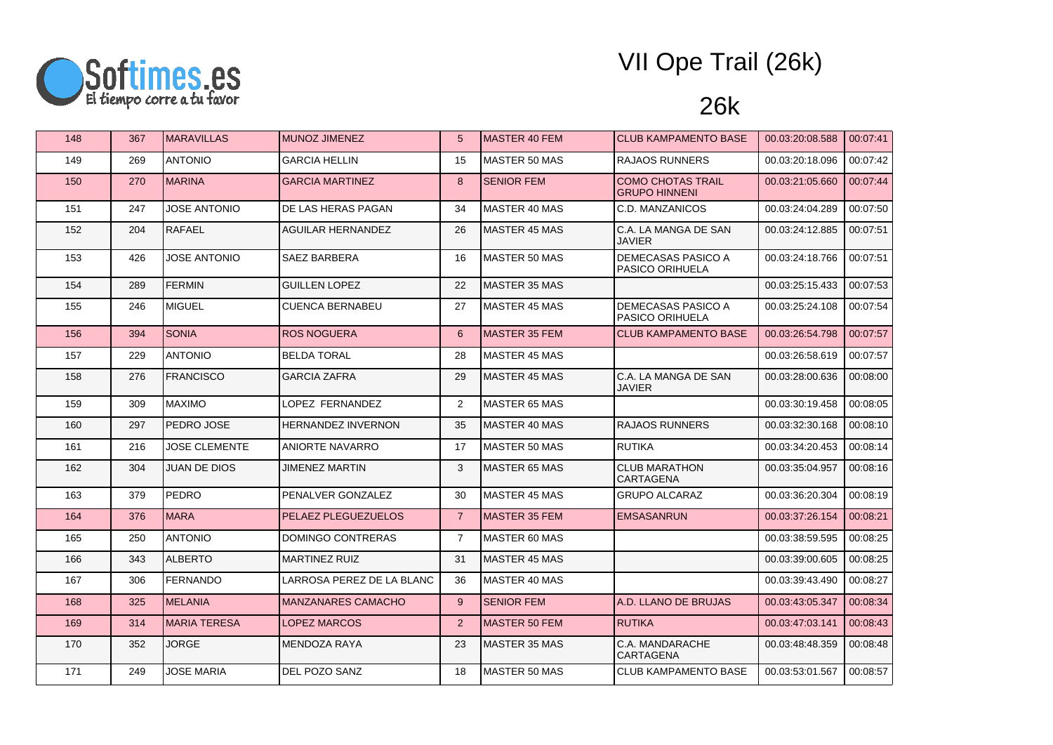# VII Ope Trail (26k)

## 26k

| | | | | | | | | |
|---|---|---|---|---|---|---|---|---|
| 148 | 367 | MARAVILLAS | MUNOZ JIMENEZ | 5 | MASTER 40 FEM | CLUB KAMPAMENTO BASE | 00.03:20:08.588 | 00:07:41 |
| 149 | 269 | ANTONIO | GARCIA HELLIN | 15 | MASTER 50 MAS | RAJAOS RUNNERS | 00.03:20:18.096 | 00:07:42 |
| 150 | 270 | MARINA | GARCIA MARTINEZ | 8 | SENIOR FEM | COMO CHOTAS TRAIL GRUPO HINNENI | 00.03:21:05.660 | 00:07:44 |
| 151 | 247 | JOSE ANTONIO | DE LAS HERAS PAGAN | 34 | MASTER 40 MAS | C.D. MANZANICOS | 00.03:24:04.289 | 00:07:50 |
| 152 | 204 | RAFAEL | AGUILAR HERNANDEZ | 26 | MASTER 45 MAS | C.A. LA MANGA DE SAN JAVIER | 00.03:24:12.885 | 00:07:51 |
| 153 | 426 | JOSE ANTONIO | SAEZ BARBERA | 16 | MASTER 50 MAS | DEMECASAS PASICO A PASICO ORIHUELA | 00.03:24:18.766 | 00:07:51 |
| 154 | 289 | FERMIN | GUILLEN LOPEZ | 22 | MASTER 35 MAS | | 00.03:25:15.433 | 00:07:53 |
| 155 | 246 | MIGUEL | CUENCA BERNABEU | 27 | MASTER 45 MAS | DEMECASAS PASICO A PASICO ORIHUELA | 00.03:25:24.108 | 00:07:54 |
| 156 | 394 | SONIA | ROS NOGUERA | 6 | MASTER 35 FEM | CLUB KAMPAMENTO BASE | 00.03:26:54.798 | 00:07:57 |
| 157 | 229 | ANTONIO | BELDA TORAL | 28 | MASTER 45 MAS | | 00.03:26:58.619 | 00:07:57 |
| 158 | 276 | FRANCISCO | GARCIA ZAFRA | 29 | MASTER 45 MAS | C.A. LA MANGA DE SAN JAVIER | 00.03:28:00.636 | 00:08:00 |
| 159 | 309 | MAXIMO | LOPEZ FERNANDEZ | 2 | MASTER 65 MAS | | 00.03:30:19.458 | 00:08:05 |
| 160 | 297 | PEDRO JOSE | HERNANDEZ INVERNON | 35 | MASTER 40 MAS | RAJAOS RUNNERS | 00.03:32:30.168 | 00:08:10 |
| 161 | 216 | JOSE CLEMENTE | ANIORTE NAVARRO | 17 | MASTER 50 MAS | RUTIKA | 00.03:34:20.453 | 00:08:14 |
| 162 | 304 | JUAN DE DIOS | JIMENEZ MARTIN | 3 | MASTER 65 MAS | CLUB MARATHON CARTAGENA | 00.03:35:04.957 | 00:08:16 |
| 163 | 379 | PEDRO | PENALVER GONZALEZ | 30 | MASTER 45 MAS | GRUPO ALCARAZ | 00.03:36:20.304 | 00:08:19 |
| 164 | 376 | MARA | PELAEZ PLEGUEZUELOS | 7 | MASTER 35 FEM | EMSASANRUN | 00.03:37:26.154 | 00:08:21 |
| 165 | 250 | ANTONIO | DOMINGO CONTRERAS | 7 | MASTER 60 MAS | | 00.03:38:59.595 | 00:08:25 |
| 166 | 343 | ALBERTO | MARTINEZ RUIZ | 31 | MASTER 45 MAS | | 00.03:39:00.605 | 00:08:25 |
| 167 | 306 | FERNANDO | LARROSA PEREZ DE LA BLANC | 36 | MASTER 40 MAS | | 00.03:39:43.490 | 00:08:27 |
| 168 | 325 | MELANIA | MANZANARES CAMACHO | 9 | SENIOR FEM | A.D. LLANO DE BRUJAS | 00.03:43:05.347 | 00:08:34 |
| 169 | 314 | MARIA TERESA | LOPEZ MARCOS | 2 | MASTER 50 FEM | RUTIKA | 00.03:47:03.141 | 00:08:43 |
| 170 | 352 | JORGE | MENDOZA RAYA | 23 | MASTER 35 MAS | C.A. MANDARACHE CARTAGENA | 00.03:48:48.359 | 00:08:48 |
| 171 | 249 | JOSE MARIA | DEL POZO SANZ | 18 | MASTER 50 MAS | CLUB KAMPAMENTO BASE | 00.03:53:01.567 | 00:08:57 |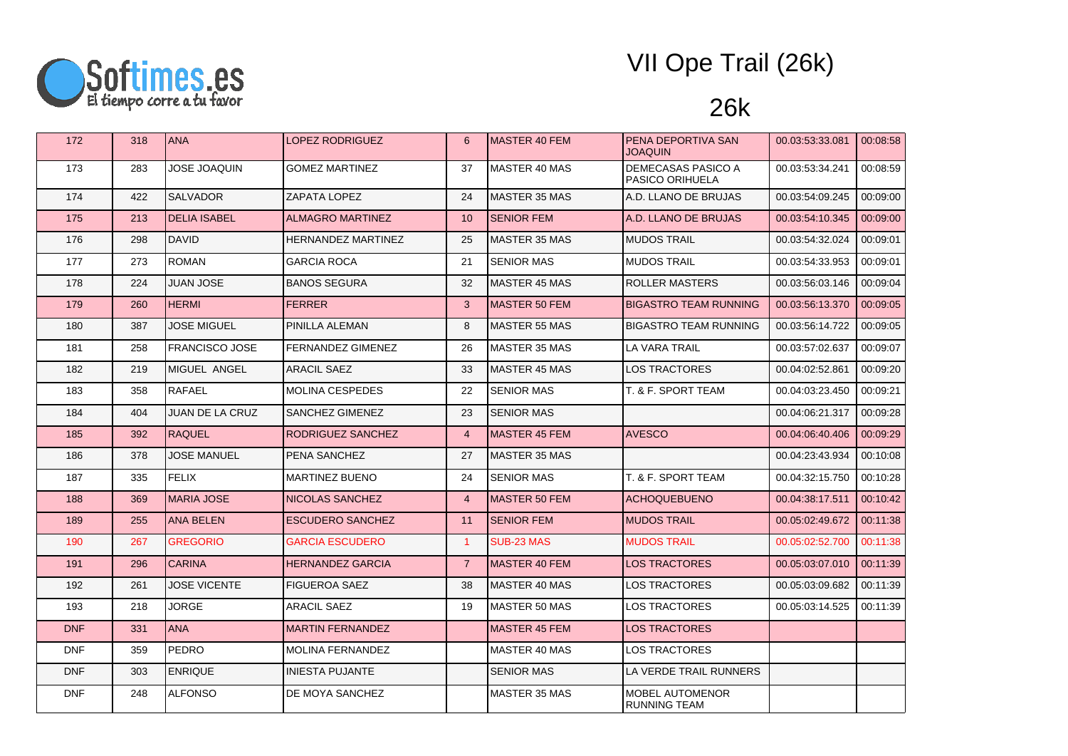# VII Ope Trail (26k)

## 26k

| | | | | | | | | |
|---|---|---|---|---|---|---|---|---|
| 172 | 318 | ANA | LOPEZ RODRIGUEZ | 6 | MASTER 40 FEM | PENA DEPORTIVA SAN JOAQUIN | 00.03:53:33.081 | 00:08:58 |
| 173 | 283 | JOSE JOAQUIN | GOMEZ MARTINEZ | 37 | MASTER 40 MAS | DEMECASAS PASICO A PASICO ORIHUELA | 00.03:53:34.241 | 00:08:59 |
| 174 | 422 | SALVADOR | ZAPATA LOPEZ | 24 | MASTER 35 MAS | A.D. LLANO DE BRUJAS | 00.03:54:09.245 | 00:09:00 |
| 175 | 213 | DELIA ISABEL | ALMAGRO MARTINEZ | 10 | SENIOR FEM | A.D. LLANO DE BRUJAS | 00.03:54:10.345 | 00:09:00 |
| 176 | 298 | DAVID | HERNANDEZ MARTINEZ | 25 | MASTER 35 MAS | MUDOS TRAIL | 00.03:54:32.024 | 00:09:01 |
| 177 | 273 | ROMAN | GARCIA ROCA | 21 | SENIOR MAS | MUDOS TRAIL | 00.03:54:33.953 | 00:09:01 |
| 178 | 224 | JUAN JOSE | BANOS SEGURA | 32 | MASTER 45 MAS | ROLLER MASTERS | 00.03:56:03.146 | 00:09:04 |
| 179 | 260 | HERMI | FERRER | 3 | MASTER 50 FEM | BIGASTRO TEAM RUNNING | 00.03:56:13.370 | 00:09:05 |
| 180 | 387 | JOSE MIGUEL | PINILLA ALEMAN | 8 | MASTER 55 MAS | BIGASTRO TEAM RUNNING | 00.03:56:14.722 | 00:09:05 |
| 181 | 258 | FRANCISCO JOSE | FERNANDEZ GIMENEZ | 26 | MASTER 35 MAS | LA VARA TRAIL | 00.03:57:02.637 | 00:09:07 |
| 182 | 219 | MIGUEL ANGEL | ARACIL SAEZ | 33 | MASTER 45 MAS | LOS TRACTORES | 00.04:02:52.861 | 00:09:20 |
| 183 | 358 | RAFAEL | MOLINA CESPEDES | 22 | SENIOR MAS | T. & F. SPORT TEAM | 00.04:03:23.450 | 00:09:21 |
| 184 | 404 | JUAN DE LA CRUZ | SANCHEZ GIMENEZ | 23 | SENIOR MAS | | 00.04:06:21.317 | 00:09:28 |
| 185 | 392 | RAQUEL | RODRIGUEZ SANCHEZ | 4 | MASTER 45 FEM | AVESCO | 00.04:06:40.406 | 00:09:29 |
| 186 | 378 | JOSE MANUEL | PENA SANCHEZ | 27 | MASTER 35 MAS | | 00.04:23:43.934 | 00:10:08 |
| 187 | 335 | FELIX | MARTINEZ BUENO | 24 | SENIOR MAS | T. & F. SPORT TEAM | 00.04:32:15.750 | 00:10:28 |
| 188 | 369 | MARIA JOSE | NICOLAS SANCHEZ | 4 | MASTER 50 FEM | ACHOQUEBUENO | 00.04:38:17.511 | 00:10:42 |
| 189 | 255 | ANA BELEN | ESCUDERO SANCHEZ | 11 | SENIOR FEM | MUDOS TRAIL | 00.05:02:49.672 | 00:11:38 |
| 190 | 267 | GREGORIO | GARCIA ESCUDERO | 1 | SUB-23 MAS | MUDOS TRAIL | 00.05:02:52.700 | 00:11:38 |
| 191 | 296 | CARINA | HERNANDEZ GARCIA | 7 | MASTER 40 FEM | LOS TRACTORES | 00.05:03:07.010 | 00:11:39 |
| 192 | 261 | JOSE VICENTE | FIGUEROA SAEZ | 38 | MASTER 40 MAS | LOS TRACTORES | 00.05:03:09.682 | 00:11:39 |
| 193 | 218 | JORGE | ARACIL SAEZ | 19 | MASTER 50 MAS | LOS TRACTORES | 00.05:03:14.525 | 00:11:39 |
| DNF | 331 | ANA | MARTIN FERNANDEZ | | MASTER 45 FEM | LOS TRACTORES | | |
| DNF | 359 | PEDRO | MOLINA FERNANDEZ | | MASTER 40 MAS | LOS TRACTORES | | |
| DNF | 303 | ENRIQUE | INIESTA PUJANTE | | SENIOR MAS | LA VERDE TRAIL RUNNERS | | |
| DNF | 248 | ALFONSO | DE MOYA SANCHEZ | | MASTER 35 MAS | MOBEL AUTOMENOR RUNNING TEAM | | |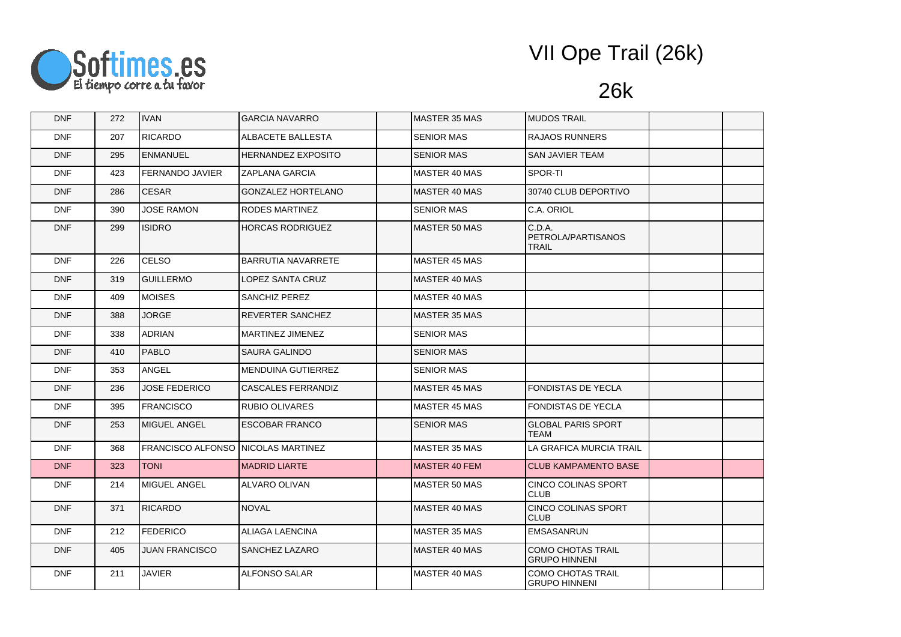# VII Ope Trail (26k)

## 26k

| | | | | | | | | |
|---|---|---|---|---|---|---|---|---|
| DNF | 272 | IVAN | GARCIA NAVARRO | | MASTER 35 MAS | MUDOS TRAIL | | |
| DNF | 207 | RICARDO | ALBACETE BALLESTA | | SENIOR MAS | RAJAOS RUNNERS | | |
| DNF | 295 | ENMANUEL | HERNANDEZ EXPOSITO | | SENIOR MAS | SAN JAVIER TEAM | | |
| DNF | 423 | FERNANDO JAVIER | ZAPLANA GARCIA | | MASTER 40 MAS | SPOR-TI | | |
| DNF | 286 | CESAR | GONZALEZ HORTELANO | | MASTER 40 MAS | 30740 CLUB DEPORTIVO | | |
| DNF | 390 | JOSE RAMON | RODES MARTINEZ | | SENIOR MAS | C.A. ORIOL | | |
| DNF | 299 | ISIDRO | HORCAS RODRIGUEZ | | MASTER 50 MAS | C.D.A. PETROLA/PARTISANOS TRAIL | | |
| DNF | 226 | CELSO | BARRUTIA NAVARRETE | | MASTER 45 MAS | | | |
| DNF | 319 | GUILLERMO | LOPEZ SANTA CRUZ | | MASTER 40 MAS | | | |
| DNF | 409 | MOISES | SANCHIZ PEREZ | | MASTER 40 MAS | | | |
| DNF | 388 | JORGE | REVERTER SANCHEZ | | MASTER 35 MAS | | | |
| DNF | 338 | ADRIAN | MARTINEZ JIMENEZ | | SENIOR MAS | | | |
| DNF | 410 | PABLO | SAURA GALINDO | | SENIOR MAS | | | |
| DNF | 353 | ANGEL | MENDUINA GUTIERREZ | | SENIOR MAS | | | |
| DNF | 236 | JOSE FEDERICO | CASCALES FERRANDIZ | | MASTER 45 MAS | FONDISTAS DE YECLA | | |
| DNF | 395 | FRANCISCO | RUBIO OLIVARES | | MASTER 45 MAS | FONDISTAS DE YECLA | | |
| DNF | 253 | MIGUEL ANGEL | ESCOBAR FRANCO | | SENIOR MAS | GLOBAL PARIS SPORT TEAM | | |
| DNF | 368 | FRANCISCO ALFONSO | NICOLAS MARTINEZ | | MASTER 35 MAS | LA GRAFICA MURCIA TRAIL | | |
| DNF | 323 | TONI | MADRID LIARTE | | MASTER 40 FEM | CLUB KAMPAMENTO BASE | | |
| DNF | 214 | MIGUEL ANGEL | ALVARO OLIVAN | | MASTER 50 MAS | CINCO COLINAS SPORT CLUB | | |
| DNF | 371 | RICARDO | NOVAL | | MASTER 40 MAS | CINCO COLINAS SPORT CLUB | | |
| DNF | 212 | FEDERICO | ALIAGA LAENCINA | | MASTER 35 MAS | EMSASANRUN | | |
| DNF | 405 | JUAN FRANCISCO | SANCHEZ LAZARO | | MASTER 40 MAS | COMO CHOTAS TRAIL GRUPO HINNENI | | |
| DNF | 211 | JAVIER | ALFONSO SALAR | | MASTER 40 MAS | COMO CHOTAS TRAIL GRUPO HINNENI | | |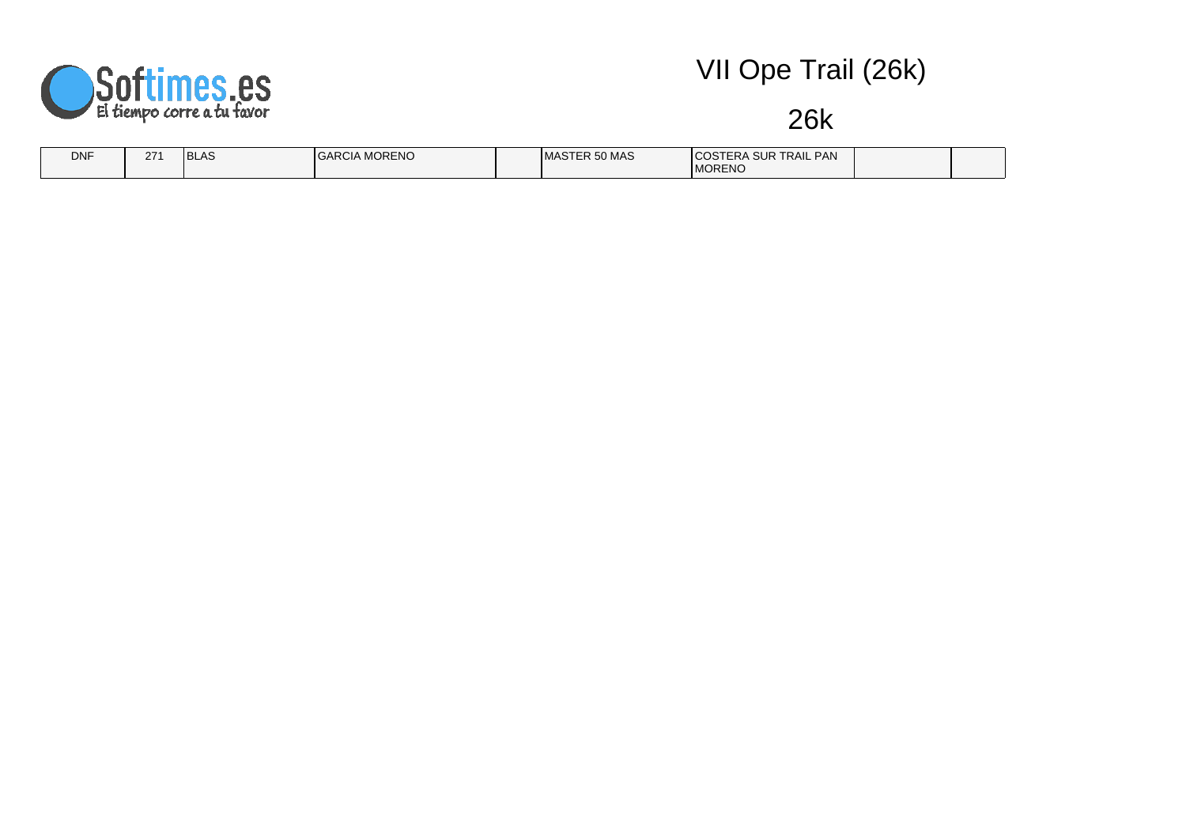VII Ope Trail (26k)

26k

| | | | | | | | | |
|---|---|---|---|---|---|---|---|---|
| DNF | 271 | BLAS | GARCIA MORENO | | MASTER 50 MAS | COSTERA SUR TRAIL PAN MORENO | | |